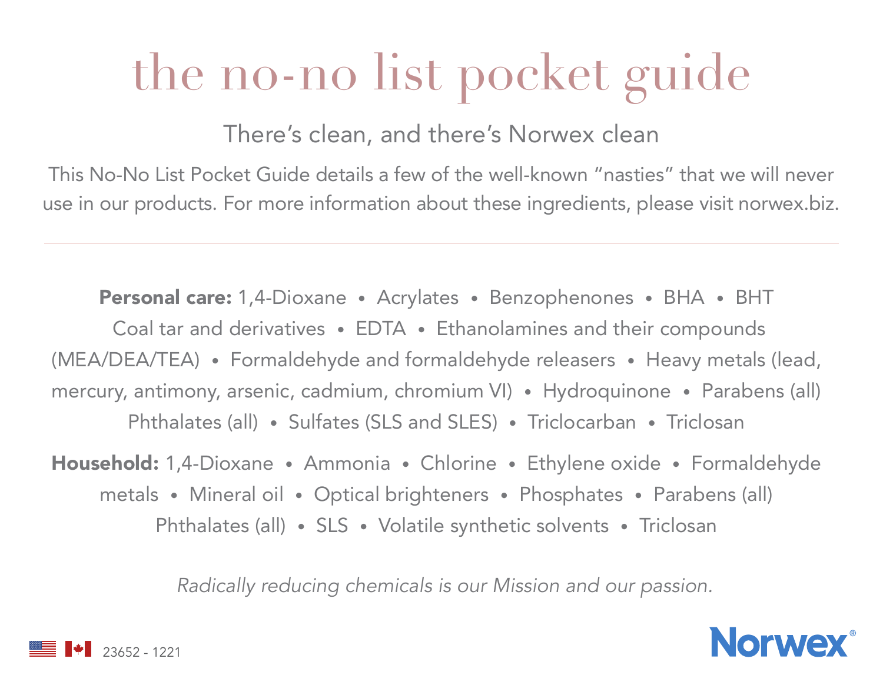# the no-no list pocket guide

## There's clean, and there's Norwex clean

This No-No List Pocket Guide details a few of the well-known "nasties" that we will never use in our products. For more information about these ingredients, please visit norwex.biz.

---

**Personal care:** 1,4-Dioxane • Acrylates • Benzophenones • BHA • BHT Coal tar and derivatives • EDTA • Ethanolamines and their compounds (MEA/DEA/TEA) • Formaldehyde and formaldehyde releasers • Heavy metals (lead, mercury, antimony, arsenic, cadmium, chromium VI) • Hydroquinone • Parabens (all) Phthalates (all) • Sulfates (SLS and SLES) • Triclocarban • Triclosan

**Household:** 1,4-Dioxane • Ammonia • Chlorine • Ethylene oxide • Formaldehyde metals • Mineral oil • Optical brighteners • Phosphates • Parabens (all) Phthalates (all) • SLS • Volatile synthetic solvents • Triclosan

*Radically reducing chemicals is our Mission and our passion.*

23652 - 1221

Norwex®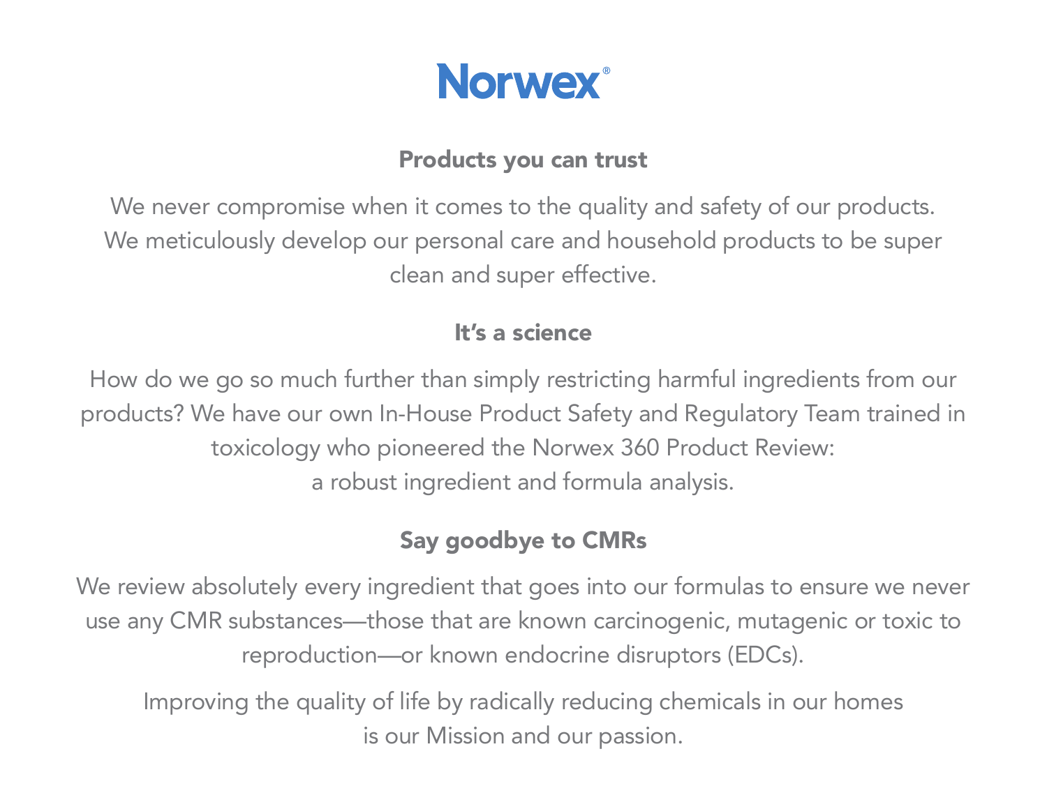# Norwex®

## Products you can trust

We never compromise when it comes to the quality and safety of our products. We meticulously develop our personal care and household products to be super clean and super effective.

## It's a science

How do we go so much further than simply restricting harmful ingredients from our products? We have our own In-House Product Safety and Regulatory Team trained in toxicology who pioneered the Norwex 360 Product Review: a robust ingredient and formula analysis.

## Say goodbye to CMRs

We review absolutely every ingredient that goes into our formulas to ensure we never use any CMR substances—those that are known carcinogenic, mutagenic or toxic to reproduction—or known endocrine disruptors (EDCs).

Improving the quality of life by radically reducing chemicals in our homes is our Mission and our passion.